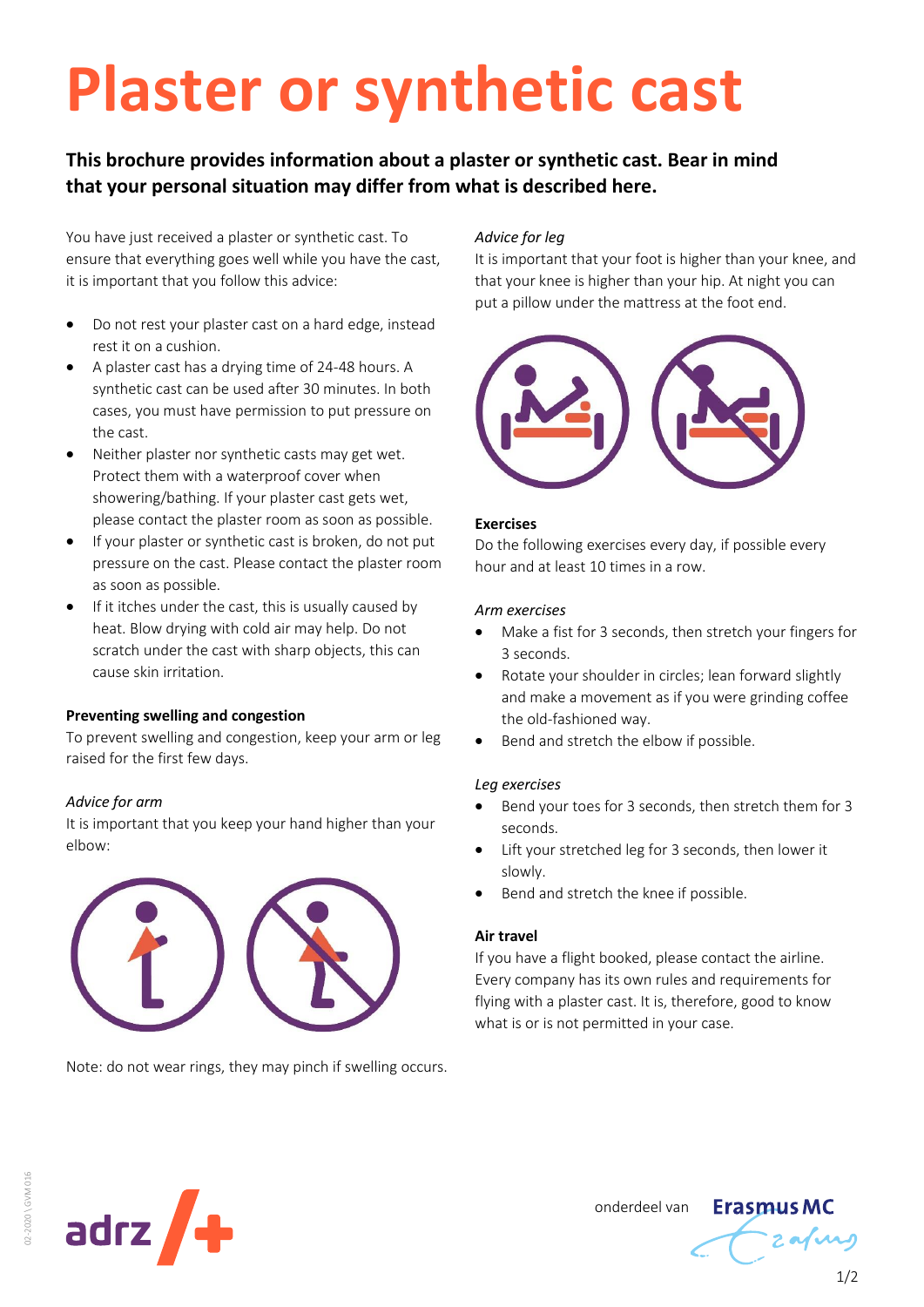# Plaster or synthetic cast

**This brochure provides information about a plaster or synthetic cast. Bear in mind that your personal situation may differ from what is described here.**

You have just received a plaster or synthetic cast. To ensure that everything goes well while you have the cast, it is important that you follow this advice:

- Do not rest your plaster cast on a hard edge, instead rest it on a cushion.
- A plaster cast has a drying time of 24-48 hours. A synthetic cast can be used after 30 minutes. In both cases, you must have permission to put pressure on the cast.
- Neither plaster nor synthetic casts may get wet. Protect them with a waterproof cover when showering/bathing. If your plaster cast gets wet, please contact the plaster room as soon as possible.
- If your plaster or synthetic cast is broken, do not put pressure on the cast. Please contact the plaster room as soon as possible.
- If it itches under the cast, this is usually caused by heat. Blow drying with cold air may help. Do not scratch under the cast with sharp objects, this can cause skin irritation.

**Preventing swelling and congestion**

To prevent swelling and congestion, keep your arm or leg raised for the first few days.

*Advice for arm*

It is important that you keep your hand higher than your elbow:

Note: do not wear rings, they may pinch if swelling occurs.

*Advice for leg*

It is important that your foot is higher than your knee, and that your knee is higher than your hip. At night you can put a pillow under the mattress at the foot end.

**Exercises**

Do the following exercises every day, if possible every hour and at least 10 times in a row.

*Arm exercises*

- Make a fist for 3 seconds, then stretch your fingers for 3 seconds.
- Rotate your shoulder in circles; lean forward slightly and make a movement as if you were grinding coffee the old-fashioned way.
- Bend and stretch the elbow if possible.

*Leg exercises*

- Bend your toes for 3 seconds, then stretch them for 3 seconds.
- Lift your stretched leg for 3 seconds, then lower it slowly.
- Bend and stretch the knee if possible.

**Air travel**

If you have a flight booked, please contact the airline. Every company has its own rules and requirements for flying with a plaster cast. It is, therefore, good to know what is or is not permitted in your case.

onderdeel van Erasmus MC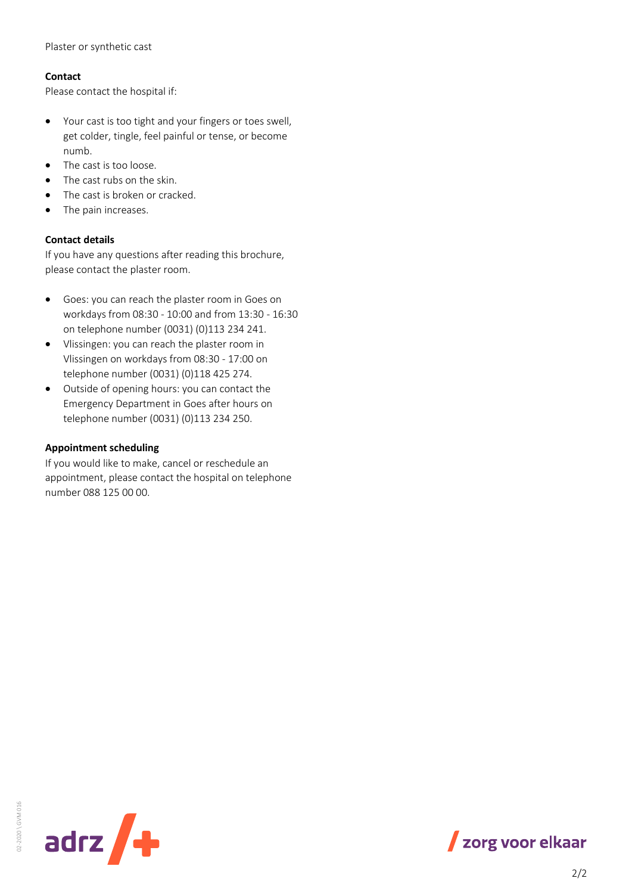## Contact

Please contact the hospital if:

- Your cast is too tight and your fingers or toes swell, get colder, tingle, feel painful or tense, or become numb.
- The cast is too loose.
- The cast rubs on the skin.
- The cast is broken or cracked.
- The pain increases.

## Contact details

If you have any questions after reading this brochure, please contact the plaster room.

- Goes: you can reach the plaster room in Goes on workdays from 08:30 - 10:00 and from 13:30 - 16:30 on telephone number (0031) (0)113 234 241.
- Vlissingen: you can reach the plaster room in Vlissingen on workdays from 08:30 - 17:00 on telephone number (0031) (0)118 425 274.
- Outside of opening hours: you can contact the Emergency Department in Goes after hours on telephone number (0031) (0)113 234 250.

## Appointment scheduling

If you would like to make, cancel or reschedule an appointment, please contact the hospital on telephone number 088 125 00 00.

02-2020 \ GVM 016

adrz

zorg voor elkaar